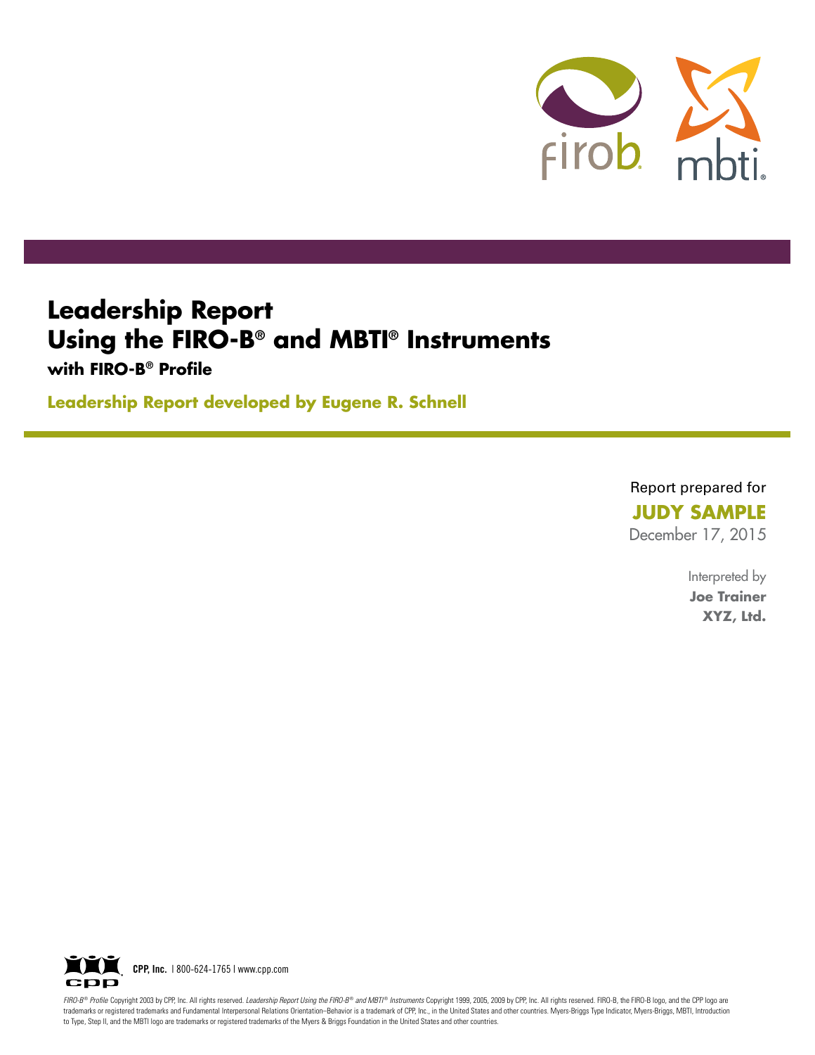# Leadership Report Using the FIRO-B® and MBTI® Instruments

**with FIRO-B® Profile**

**Leadership Report developed by Eugene R. Schnell**

Report prepared for

**JUDY SAMPLE**

December 17, 2015

Interpreted by

**Joe Trainer**

**XYZ, Ltd.**

**CPP, Inc.** | 800-624-1765 | www.cpp.com

*FIRO-B® Profile* Copyright 2003 by CPP, Inc. All rights reserved. *Leadership Report Using the FIRO-B® and MBTI® Instruments* Copyright 1999, 2005, 2009 by CPP, Inc. All rights reserved. FIRO-B, the FIRO-B logo, and the CPP logo are trademarks or registered trademarks and Fundamental Interpersonal Relations Orientation–Behavior is a trademark of CPP, Inc., in the United States and other countries. Myers-Briggs Type Indicator, Myers-Briggs, MBTI, Introduction to Type, Step II, and the MBTI logo are trademarks or registered trademarks of the Myers & Briggs Foundation in the United States and other countries.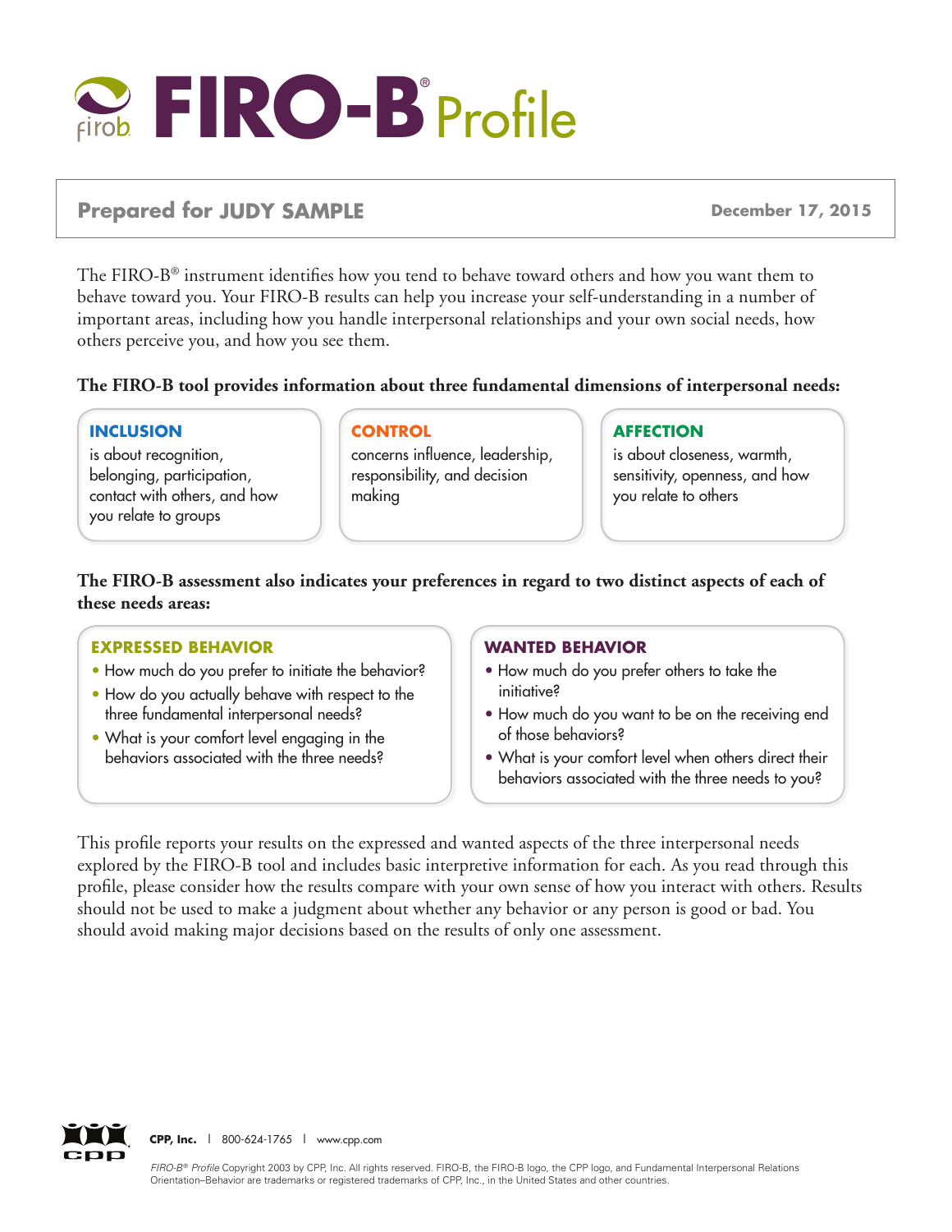# FIRO-B® Profile

**Prepared for JUDY SAMPLE** | **December 17, 2015**

The FIRO-B® instrument identifies how you tend to behave toward others and how you want them to behave toward you. Your FIRO-B results can help you increase your self-understanding in a number of important areas, including how you handle interpersonal relationships and your own social needs, how others perceive you, and how you see them.

**The FIRO-B tool provides information about three fundamental dimensions of interpersonal needs:**

**INCLUSION**
is about recognition, belonging, participation, contact with others, and how you relate to groups

**CONTROL**
concerns influence, leadership, responsibility, and decision making

**AFFECTION**
is about closeness, warmth, sensitivity, openness, and how you relate to others

**The FIRO-B assessment also indicates your preferences in regard to two distinct aspects of each of these needs areas:**

**EXPRESSED BEHAVIOR**
- How much do you prefer to initiate the behavior?
- How do you actually behave with respect to the three fundamental interpersonal needs?
- What is your comfort level engaging in the behaviors associated with the three needs?

**WANTED BEHAVIOR**
- How much do you prefer others to take the initiative?
- How much do you want to be on the receiving end of those behaviors?
- What is your comfort level when others direct their behaviors associated with the three needs to you?

This profile reports your results on the expressed and wanted aspects of the three interpersonal needs explored by the FIRO-B tool and includes basic interpretive information for each. As you read through this profile, please consider how the results compare with your own sense of how you interact with others. Results should not be used to make a judgment about whether any behavior or any person is good or bad. You should avoid making major decisions based on the results of only one assessment.

**CPP, Inc.** | 800-624-1765 | www.cpp.com

*FIRO-B® Profile* Copyright 2003 by CPP, Inc. All rights reserved. FIRO-B, the FIRO-B logo, the CPP logo, and Fundamental Interpersonal Relations Orientation–Behavior are trademarks or registered trademarks of CPP, Inc., in the United States and other countries.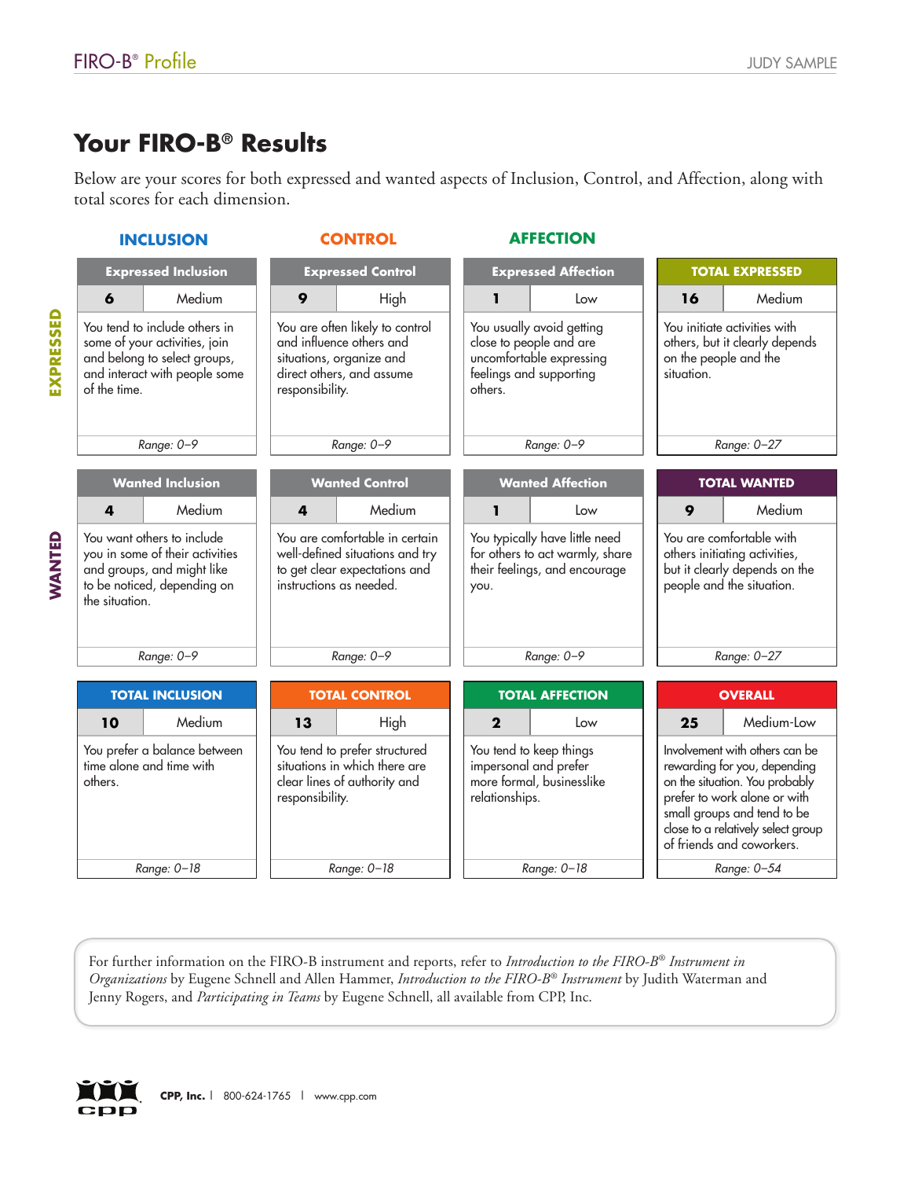# Your FIRO-B® Results

Below are your scores for both expressed and wanted aspects of Inclusion, Control, and Affection, along with total scores for each dimension.

| | INCLUSION | CONTROL | AFFECTION | |
|---|---|---|---|---|
| **EXPRESSED** | **Expressed Inclusion**<br>**6** Medium<br>You tend to include others in some of your activities, join and belong to select groups, and interact with people some of the time.<br>*Range: 0–9* | **Expressed Control**<br>**9** High<br>You are often likely to control and influence others and situations, organize and direct others, and assume responsibility.<br>*Range: 0–9* | **Expressed Affection**<br>**1** Low<br>You usually avoid getting close to people and are uncomfortable expressing feelings and supporting others.<br>*Range: 0–9* | **TOTAL EXPRESSED**<br>**16** Medium<br>You initiate activities with others, but it clearly depends on the people and the situation.<br>*Range: 0–27* |
| **WANTED** | **Wanted Inclusion**<br>**4** Medium<br>You want others to include you in some of their activities and groups, and might like to be noticed, depending on the situation.<br>*Range: 0–9* | **Wanted Control**<br>**4** Medium<br>You are comfortable in certain well-defined situations and try to get clear expectations and instructions as needed.<br>*Range: 0–9* | **Wanted Affection**<br>**1** Low<br>You typically have little need for others to act warmly, share their feelings, and encourage you.<br>*Range: 0–9* | **TOTAL WANTED**<br>**9** Medium<br>You are comfortable with others initiating activities, but it clearly depends on the people and the situation.<br>*Range: 0–27* |
| | **TOTAL INCLUSION**<br>**10** Medium<br>You prefer a balance between time alone and time with others.<br>*Range: 0–18* | **TOTAL CONTROL**<br>**13** High<br>You tend to prefer structured situations in which there are clear lines of authority and responsibility.<br>*Range: 0–18* | **TOTAL AFFECTION**<br>**2** Low<br>You tend to keep things impersonal and prefer more formal, businesslike relationships.<br>*Range: 0–18* | **OVERALL**<br>**25** Medium-Low<br>Involvement with others can be rewarding for you, depending on the situation. You probably prefer to work alone or with small groups and tend to be close to a relatively select group of friends and coworkers.<br>*Range: 0–54* |

For further information on the FIRO-B instrument and reports, refer to *Introduction to the FIRO-B® Instrument in Organizations* by Eugene Schnell and Allen Hammer, *Introduction to the FIRO-B® Instrument* by Judith Waterman and Jenny Rogers, and *Participating in Teams* by Eugene Schnell, all available from CPP, Inc.

**CPP, Inc.** | 800-624-1765 | www.cpp.com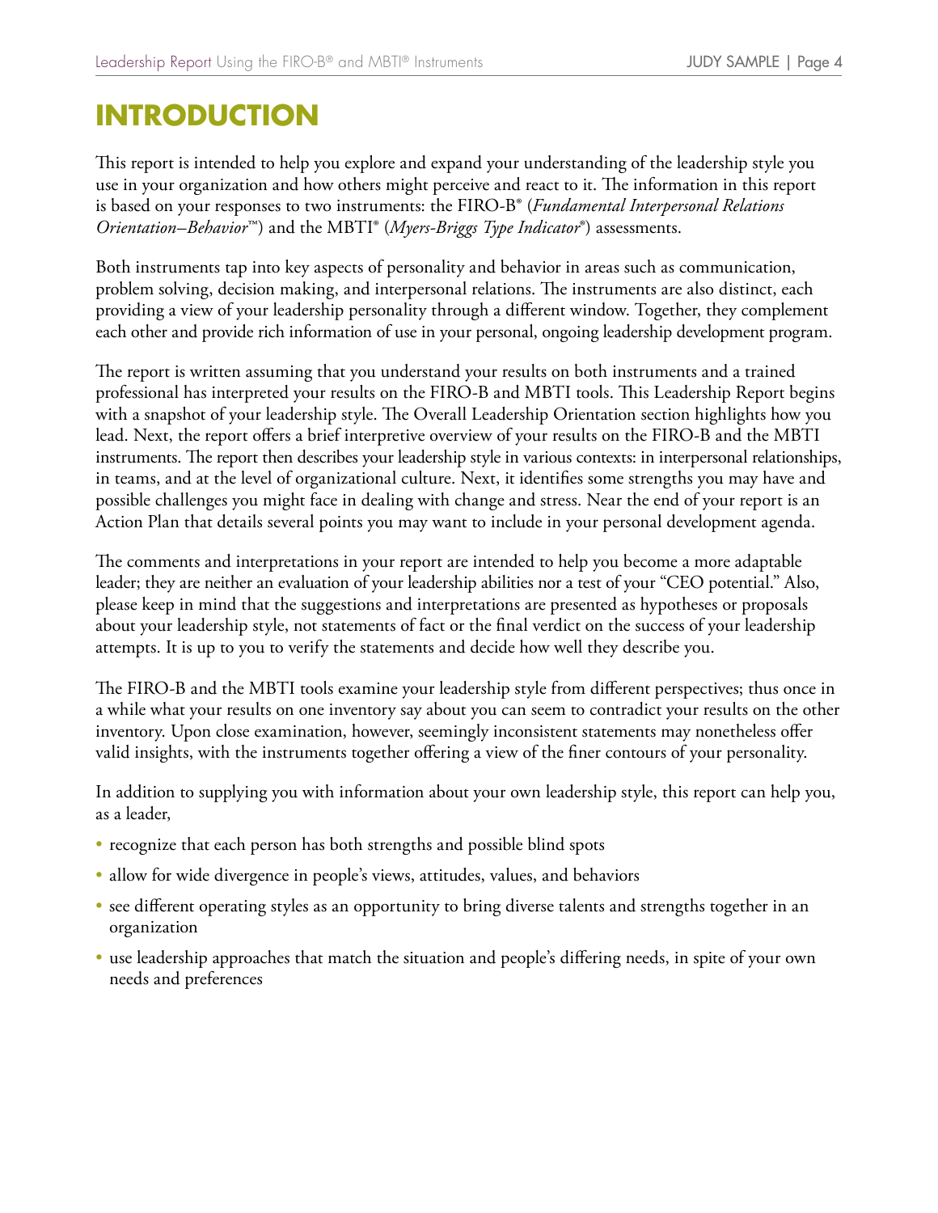# INTRODUCTION

This report is intended to help you explore and expand your understanding of the leadership style you use in your organization and how others might perceive and react to it. The information in this report is based on your responses to two instruments: the FIRO-B® (*Fundamental Interpersonal Relations Orientation–Behavior*™) and the MBTI® (*Myers-Briggs Type Indicator*®) assessments.

Both instruments tap into key aspects of personality and behavior in areas such as communication, problem solving, decision making, and interpersonal relations. The instruments are also distinct, each providing a view of your leadership personality through a different window. Together, they complement each other and provide rich information of use in your personal, ongoing leadership development program.

The report is written assuming that you understand your results on both instruments and a trained professional has interpreted your results on the FIRO-B and MBTI tools. This Leadership Report begins with a snapshot of your leadership style. The Overall Leadership Orientation section highlights how you lead. Next, the report offers a brief interpretive overview of your results on the FIRO-B and the MBTI instruments. The report then describes your leadership style in various contexts: in interpersonal relationships, in teams, and at the level of organizational culture. Next, it identifies some strengths you may have and possible challenges you might face in dealing with change and stress. Near the end of your report is an Action Plan that details several points you may want to include in your personal development agenda.

The comments and interpretations in your report are intended to help you become a more adaptable leader; they are neither an evaluation of your leadership abilities nor a test of your "CEO potential." Also, please keep in mind that the suggestions and interpretations are presented as hypotheses or proposals about your leadership style, not statements of fact or the final verdict on the success of your leadership attempts. It is up to you to verify the statements and decide how well they describe you.

The FIRO-B and the MBTI tools examine your leadership style from different perspectives; thus once in a while what your results on one inventory say about you can seem to contradict your results on the other inventory. Upon close examination, however, seemingly inconsistent statements may nonetheless offer valid insights, with the instruments together offering a view of the finer contours of your personality.

In addition to supplying you with information about your own leadership style, this report can help you, as a leader,

- recognize that each person has both strengths and possible blind spots
- allow for wide divergence in people's views, attitudes, values, and behaviors
- see different operating styles as an opportunity to bring diverse talents and strengths together in an organization
- use leadership approaches that match the situation and people's differing needs, in spite of your own needs and preferences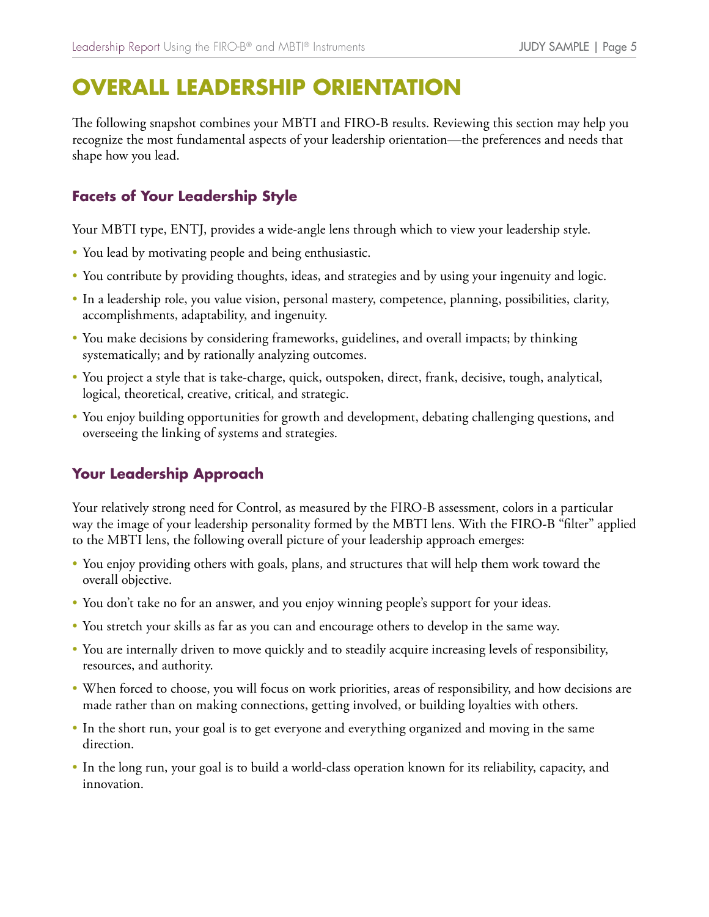# OVERALL LEADERSHIP ORIENTATION

The following snapshot combines your MBTI and FIRO-B results. Reviewing this section may help you recognize the most fundamental aspects of your leadership orientation—the preferences and needs that shape how you lead.

## Facets of Your Leadership Style

Your MBTI type, ENTJ, provides a wide-angle lens through which to view your leadership style.

- You lead by motivating people and being enthusiastic.
- You contribute by providing thoughts, ideas, and strategies and by using your ingenuity and logic.
- In a leadership role, you value vision, personal mastery, competence, planning, possibilities, clarity, accomplishments, adaptability, and ingenuity.
- You make decisions by considering frameworks, guidelines, and overall impacts; by thinking systematically; and by rationally analyzing outcomes.
- You project a style that is take-charge, quick, outspoken, direct, frank, decisive, tough, analytical, logical, theoretical, creative, critical, and strategic.
- You enjoy building opportunities for growth and development, debating challenging questions, and overseeing the linking of systems and strategies.

## Your Leadership Approach

Your relatively strong need for Control, as measured by the FIRO-B assessment, colors in a particular way the image of your leadership personality formed by the MBTI lens. With the FIRO-B "filter" applied to the MBTI lens, the following overall picture of your leadership approach emerges:

- You enjoy providing others with goals, plans, and structures that will help them work toward the overall objective.
- You don't take no for an answer, and you enjoy winning people's support for your ideas.
- You stretch your skills as far as you can and encourage others to develop in the same way.
- You are internally driven to move quickly and to steadily acquire increasing levels of responsibility, resources, and authority.
- When forced to choose, you will focus on work priorities, areas of responsibility, and how decisions are made rather than on making connections, getting involved, or building loyalties with others.
- In the short run, your goal is to get everyone and everything organized and moving in the same direction.
- In the long run, your goal is to build a world-class operation known for its reliability, capacity, and innovation.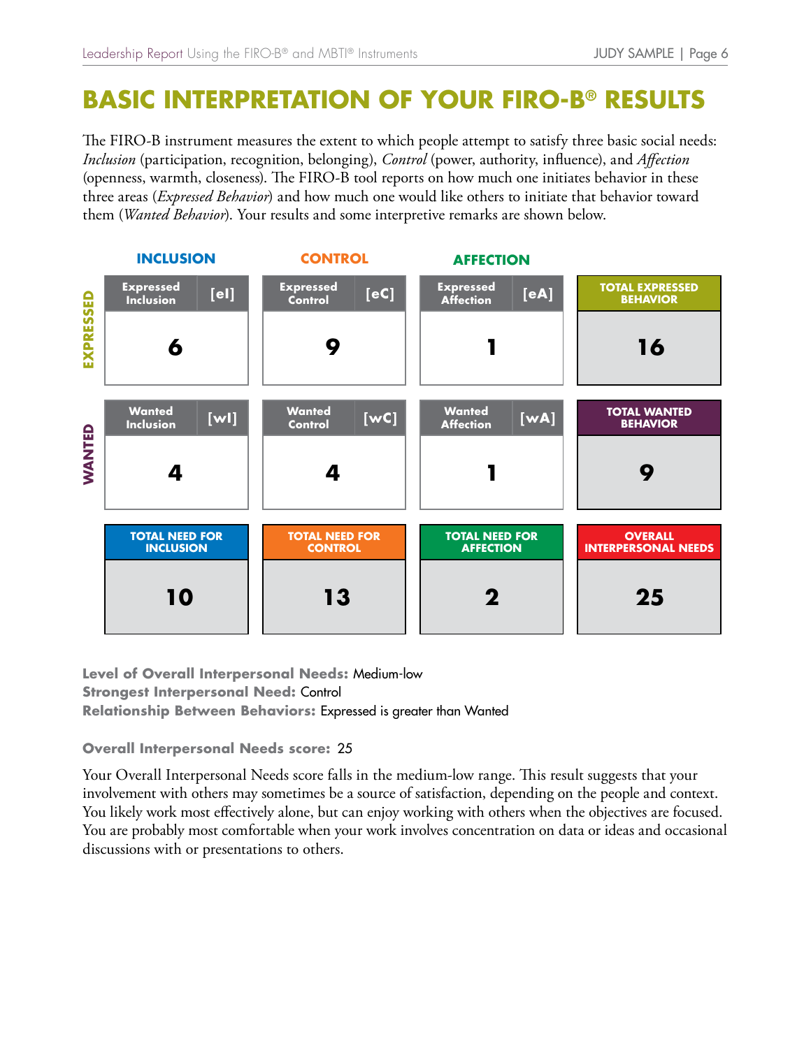# BASIC INTERPRETATION OF YOUR FIRO-B® RESULTS

The FIRO-B instrument measures the extent to which people attempt to satisfy three basic social needs: *Inclusion* (participation, recognition, belonging), *Control* (power, authority, influence), and *Affection* (openness, warmth, closeness). The FIRO-B tool reports on how much one initiates behavior in these three areas (*Expressed Behavior*) and how much one would like others to initiate that behavior toward them (*Wanted Behavior*). Your results and some interpretive remarks are shown below.

| | INCLUSION | CONTROL | AFFECTION | |
|---|---|---|---|---|
| **EXPRESSED** | Expressed Inclusion [eI]: **6** | Expressed Control [eC]: **9** | Expressed Affection [eA]: **1** | TOTAL EXPRESSED BEHAVIOR: **16** |
| **WANTED** | Wanted Inclusion [wI]: **4** | Wanted Control [wC]: **4** | Wanted Affection [wA]: **1** | TOTAL WANTED BEHAVIOR: **9** |
| | TOTAL NEED FOR INCLUSION: **10** | TOTAL NEED FOR CONTROL: **13** | TOTAL NEED FOR AFFECTION: **2** | OVERALL INTERPERSONAL NEEDS: **25** |

**Level of Overall Interpersonal Needs:** Medium-low
**Strongest Interpersonal Need:** Control
**Relationship Between Behaviors:** Expressed is greater than Wanted

**Overall Interpersonal Needs score:** 25

Your Overall Interpersonal Needs score falls in the medium-low range. This result suggests that your involvement with others may sometimes be a source of satisfaction, depending on the people and context. You likely work most effectively alone, but can enjoy working with others when the objectives are focused. You are probably most comfortable when your work involves concentration on data or ideas and occasional discussions with or presentations to others.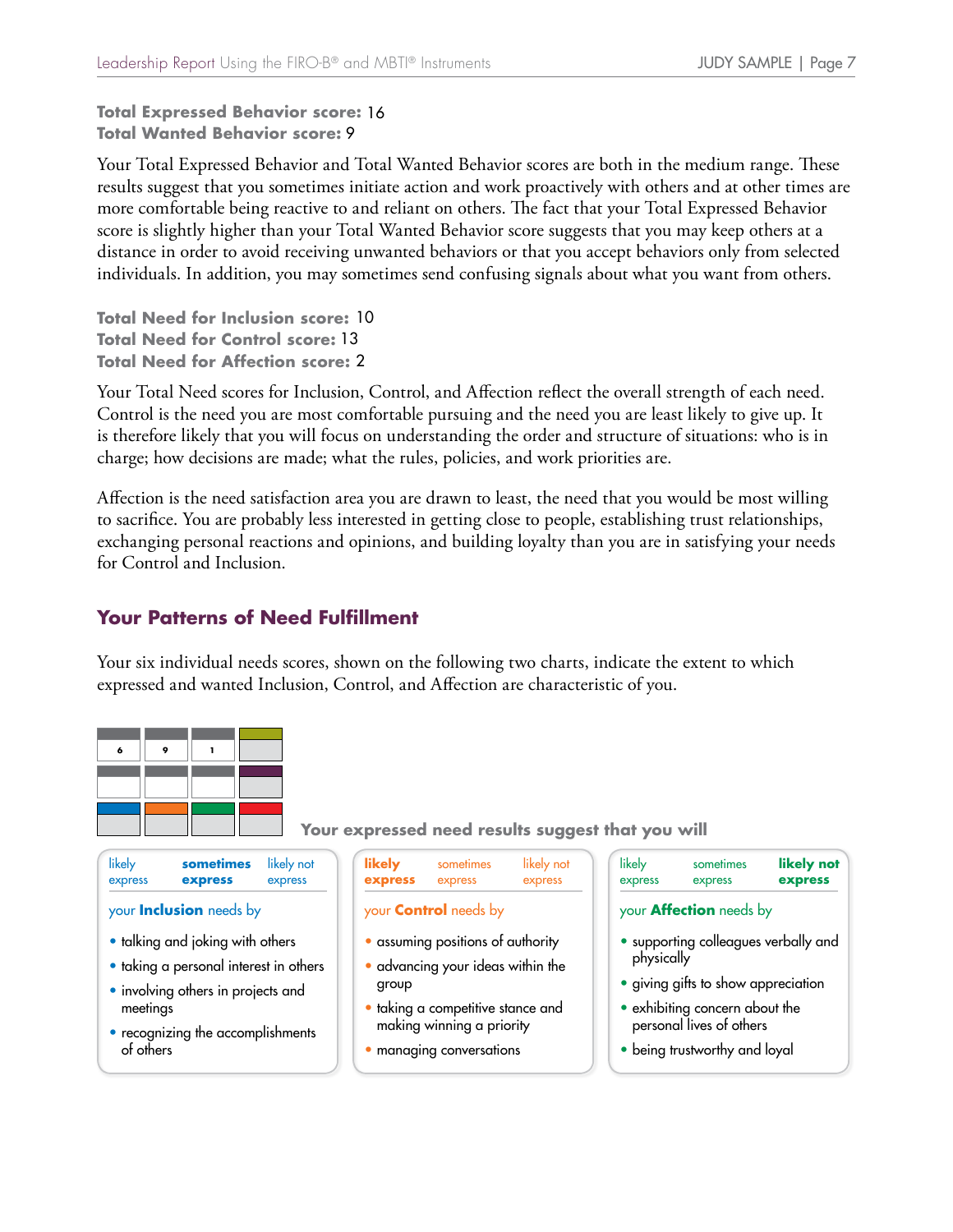**Total Expressed Behavior score:** 16
**Total Wanted Behavior score:** 9

Your Total Expressed Behavior and Total Wanted Behavior scores are both in the medium range. These results suggest that you sometimes initiate action and work proactively with others and at other times are more comfortable being reactive to and reliant on others. The fact that your Total Expressed Behavior score is slightly higher than your Total Wanted Behavior score suggests that you may keep others at a distance in order to avoid receiving unwanted behaviors or that you accept behaviors only from selected individuals. In addition, you may sometimes send confusing signals about what you want from others.

**Total Need for Inclusion score:** 10
**Total Need for Control score:** 13
**Total Need for Affection score:** 2

Your Total Need scores for Inclusion, Control, and Affection reflect the overall strength of each need. Control is the need you are most comfortable pursuing and the need you are least likely to give up. It is therefore likely that you will focus on understanding the order and structure of situations: who is in charge; how decisions are made; what the rules, policies, and work priorities are.

Affection is the need satisfaction area you are drawn to least, the need that you would be most willing to sacrifice. You are probably less interested in getting close to people, establishing trust relationships, exchanging personal reactions and opinions, and building loyalty than you are in satisfying your needs for Control and Inclusion.

## Your Patterns of Need Fulfillment

Your six individual needs scores, shown on the following two charts, indicate the extent to which expressed and wanted Inclusion, Control, and Affection are characteristic of you.

| 6 | 9 | 1 | |
|---|---|---|---|
| | | | |
| | | | |

**Your expressed need results suggest that you will**

| Inclusion | Control | Affection |
|---|---|---|
| likely express / **sometimes express** / likely not express | **likely express** / sometimes express / likely not express | likely express / sometimes express / **likely not express** |
| your **Inclusion** needs by | your **Control** needs by | your **Affection** needs by |
| • talking and joking with others<br>• taking a personal interest in others<br>• involving others in projects and meetings<br>• recognizing the accomplishments of others | • assuming positions of authority<br>• advancing your ideas within the group<br>• taking a competitive stance and making winning a priority<br>• managing conversations | • supporting colleagues verbally and physically<br>• giving gifts to show appreciation<br>• exhibiting concern about the personal lives of others<br>• being trustworthy and loyal |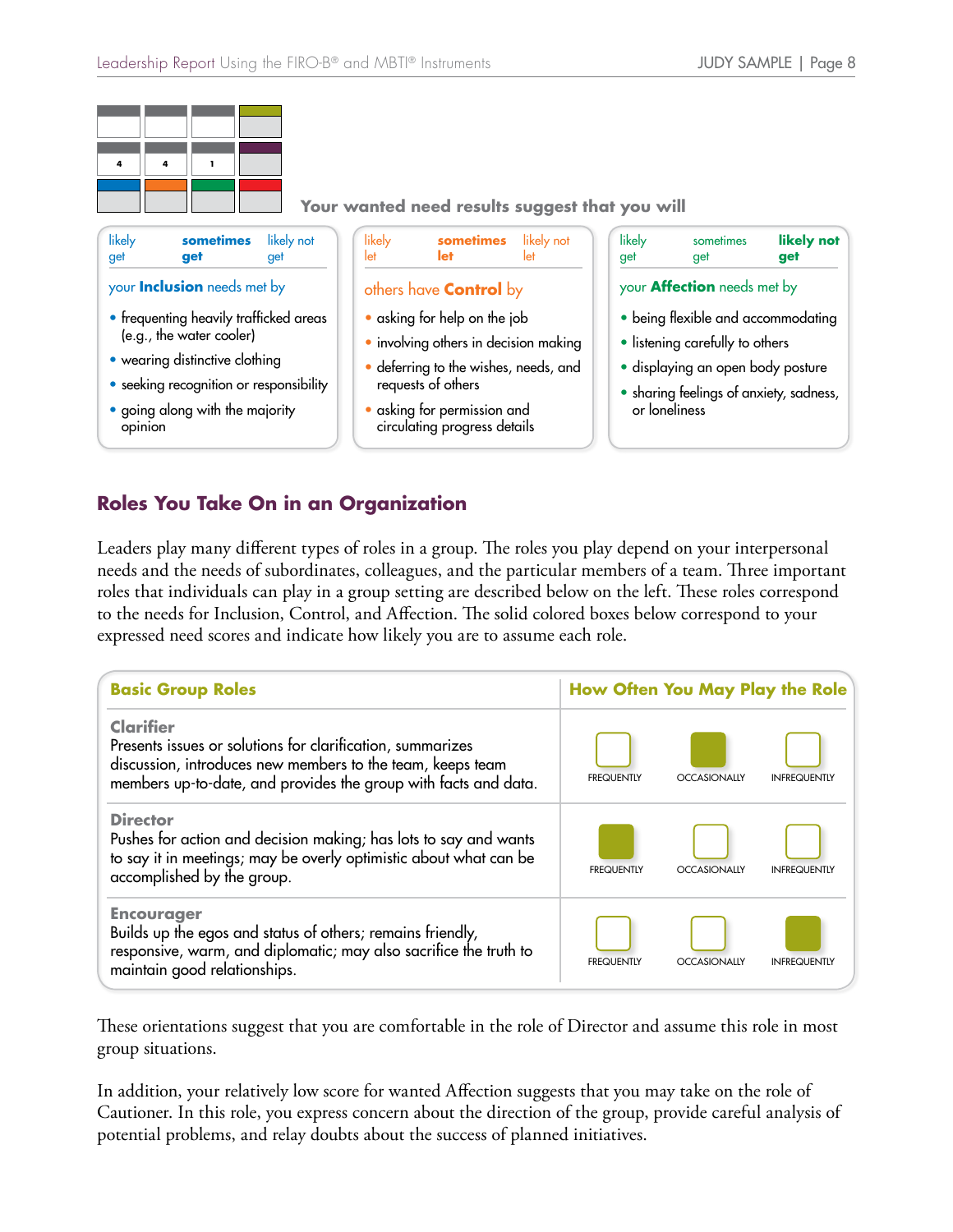| | | | |
|---|---|---|---|
| | | | |
| 4 | 4 | 1 | |

**Your wanted need results suggest that you will**

| likely get | **sometimes get** | likely not get |
|---|---|---|

your **Inclusion** needs met by

- frequenting heavily trafficked areas (e.g., the water cooler)
- wearing distinctive clothing
- seeking recognition or responsibility
- going along with the majority opinion

| likely let | **sometimes let** | likely not let |
|---|---|---|

others have **Control** by

- asking for help on the job
- involving others in decision making
- deferring to the wishes, needs, and requests of others
- asking for permission and circulating progress details

| likely get | sometimes get | **likely not get** |
|---|---|---|

your **Affection** needs met by

- being flexible and accommodating
- listening carefully to others
- displaying an open body posture
- sharing feelings of anxiety, sadness, or loneliness

## Roles You Take On in an Organization

Leaders play many different types of roles in a group. The roles you play depend on your interpersonal needs and the needs of subordinates, colleagues, and the particular members of a team. Three important roles that individuals can play in a group setting are described below on the left. These roles correspond to the needs for Inclusion, Control, and Affection. The solid colored boxes below correspond to your expressed need scores and indicate how likely you are to assume each role.

| Basic Group Roles | How Often You May Play the Role | | |
|---|---|---|---|
| | FREQUENTLY | OCCASIONALLY | INFREQUENTLY |
| **Clarifier**<br>Presents issues or solutions for clarification, summarizes discussion, introduces new members to the team, keeps team members up-to-date, and provides the group with facts and data. | | ■ | |
| **Director**<br>Pushes for action and decision making; has lots to say and wants to say it in meetings; may be overly optimistic about what can be accomplished by the group. | ■ | | |
| **Encourager**<br>Builds up the egos and status of others; remains friendly, responsive, warm, and diplomatic; may also sacrifice the truth to maintain good relationships. | | | ■ |

These orientations suggest that you are comfortable in the role of Director and assume this role in most group situations.

In addition, your relatively low score for wanted Affection suggests that you may take on the role of Cautioner. In this role, you express concern about the direction of the group, provide careful analysis of potential problems, and relay doubts about the success of planned initiatives.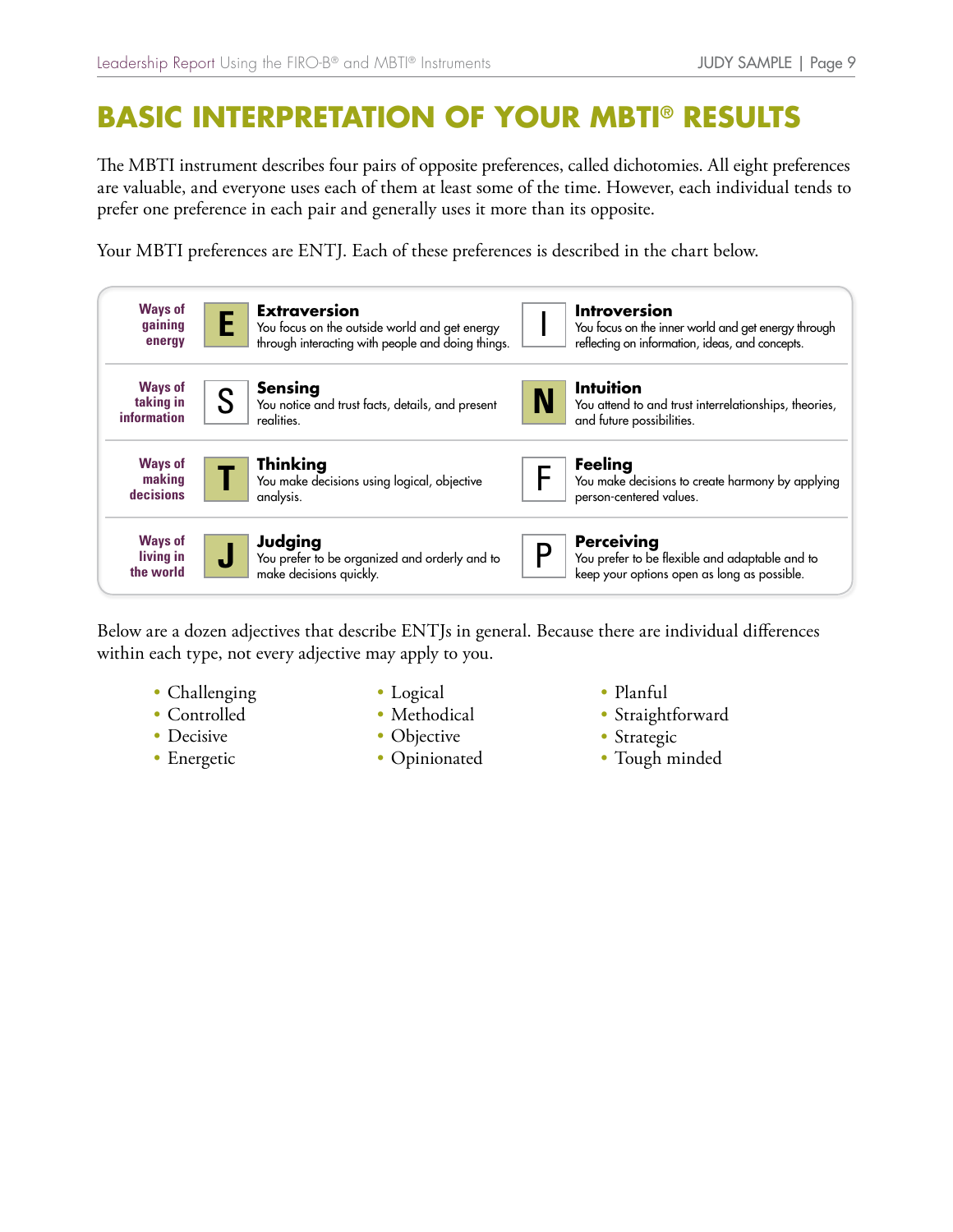# BASIC INTERPRETATION OF YOUR MBTI® RESULTS

The MBTI instrument describes four pairs of opposite preferences, called dichotomies. All eight preferences are valuable, and everyone uses each of them at least some of the time. However, each individual tends to prefer one preference in each pair and generally uses it more than its opposite.

Your MBTI preferences are ENTJ. Each of these preferences is described in the chart below.

| | | | | |
|---|---|---|---|---|
| **Ways of gaining energy** | **E** | **Extraversion** You focus on the outside world and get energy through interacting with people and doing things. | I | **Introversion** You focus on the inner world and get energy through reflecting on information, ideas, and concepts. |
| **Ways of taking in information** | S | **Sensing** You notice and trust facts, details, and present realities. | **N** | **Intuition** You attend to and trust interrelationships, theories, and future possibilities. |
| **Ways of making decisions** | **T** | **Thinking** You make decisions using logical, objective analysis. | F | **Feeling** You make decisions to create harmony by applying person-centered values. |
| **Ways of living in the world** | **J** | **Judging** You prefer to be organized and orderly and to make decisions quickly. | P | **Perceiving** You prefer to be flexible and adaptable and to keep your options open as long as possible. |

Below are a dozen adjectives that describe ENTJs in general. Because there are individual differences within each type, not every adjective may apply to you.

- Challenging
- Controlled
- Decisive
- Energetic
- Logical
- Methodical
- Objective
- Opinionated
- Planful
- Straightforward
- Strategic
- Tough minded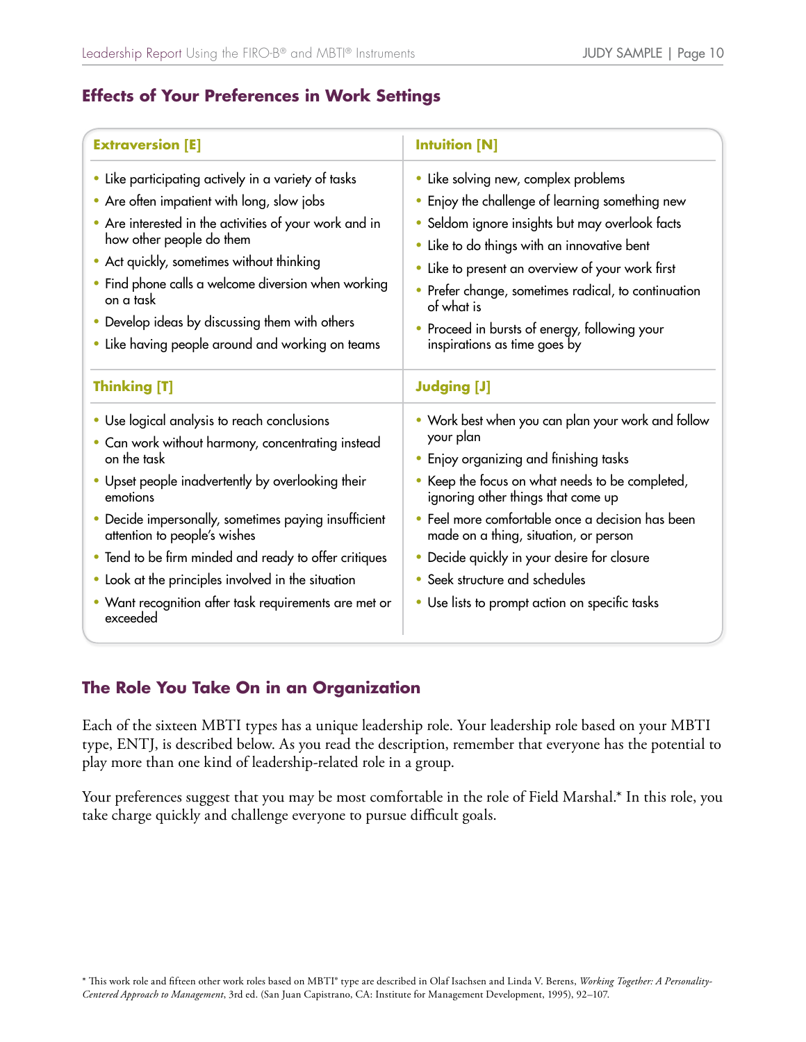## Effects of Your Preferences in Work Settings

### Extraversion [E]

- Like participating actively in a variety of tasks
- Are often impatient with long, slow jobs
- Are interested in the activities of your work and in how other people do them
- Act quickly, sometimes without thinking
- Find phone calls a welcome diversion when working on a task
- Develop ideas by discussing them with others
- Like having people around and working on teams

### Intuition [N]

- Like solving new, complex problems
- Enjoy the challenge of learning something new
- Seldom ignore insights but may overlook facts
- Like to do things with an innovative bent
- Like to present an overview of your work first
- Prefer change, sometimes radical, to continuation of what is
- Proceed in bursts of energy, following your inspirations as time goes by

### Thinking [T]

- Use logical analysis to reach conclusions
- Can work without harmony, concentrating instead on the task
- Upset people inadvertently by overlooking their emotions
- Decide impersonally, sometimes paying insufficient attention to people's wishes
- Tend to be firm minded and ready to offer critiques
- Look at the principles involved in the situation
- Want recognition after task requirements are met or exceeded

### Judging [J]

- Work best when you can plan your work and follow your plan
- Enjoy organizing and finishing tasks
- Keep the focus on what needs to be completed, ignoring other things that come up
- Feel more comfortable once a decision has been made on a thing, situation, or person
- Decide quickly in your desire for closure
- Seek structure and schedules
- Use lists to prompt action on specific tasks

## The Role You Take On in an Organization

Each of the sixteen MBTI types has a unique leadership role. Your leadership role based on your MBTI type, ENTJ, is described below. As you read the description, remember that everyone has the potential to play more than one kind of leadership-related role in a group.

Your preferences suggest that you may be most comfortable in the role of Field Marshal.* In this role, you take charge quickly and challenge everyone to pursue difficult goals.

* This work role and fifteen other work roles based on MBTI® type are described in Olaf Isachsen and Linda V. Berens, *Working Together: A Personality-Centered Approach to Management*, 3rd ed. (San Juan Capistrano, CA: Institute for Management Development, 1995), 92–107.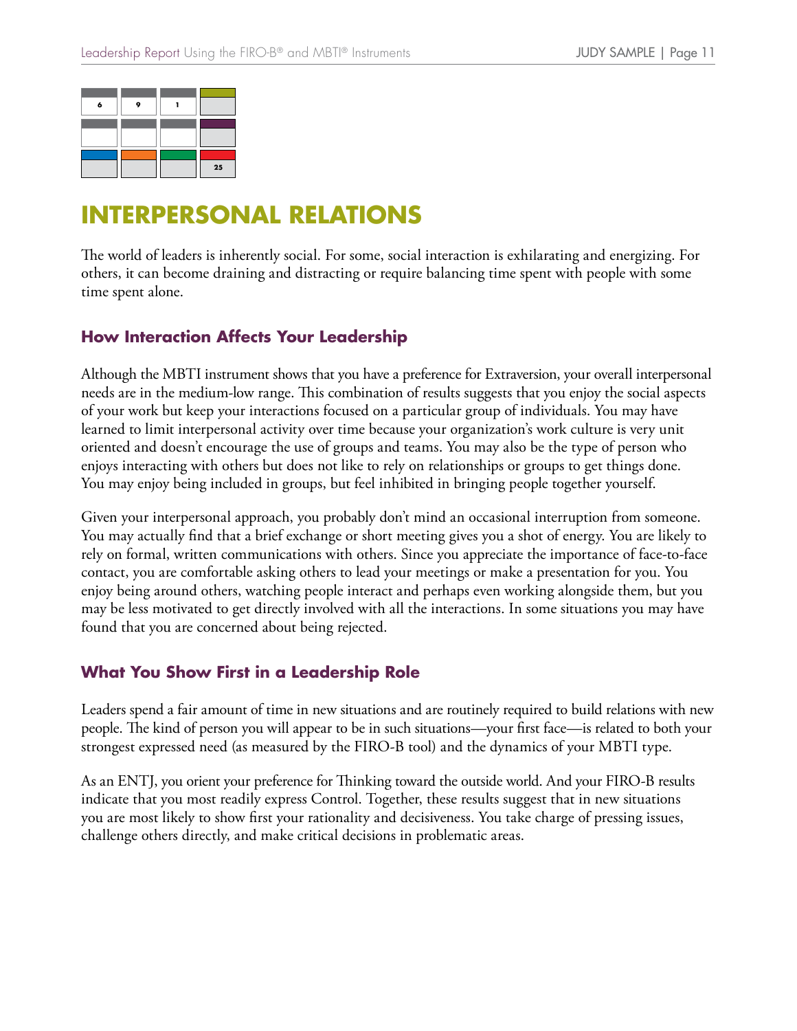| 6 | 9 | 1 | |
|---|---|---|---|
| | | | |
| | | | 25 |

# INTERPERSONAL RELATIONS

The world of leaders is inherently social. For some, social interaction is exhilarating and energizing. For others, it can become draining and distracting or require balancing time spent with people with some time spent alone.

## How Interaction Affects Your Leadership

Although the MBTI instrument shows that you have a preference for Extraversion, your overall interpersonal needs are in the medium-low range. This combination of results suggests that you enjoy the social aspects of your work but keep your interactions focused on a particular group of individuals. You may have learned to limit interpersonal activity over time because your organization's work culture is very unit oriented and doesn't encourage the use of groups and teams. You may also be the type of person who enjoys interacting with others but does not like to rely on relationships or groups to get things done. You may enjoy being included in groups, but feel inhibited in bringing people together yourself.

Given your interpersonal approach, you probably don't mind an occasional interruption from someone. You may actually find that a brief exchange or short meeting gives you a shot of energy. You are likely to rely on formal, written communications with others. Since you appreciate the importance of face-to-face contact, you are comfortable asking others to lead your meetings or make a presentation for you. You enjoy being around others, watching people interact and perhaps even working alongside them, but you may be less motivated to get directly involved with all the interactions. In some situations you may have found that you are concerned about being rejected.

## What You Show First in a Leadership Role

Leaders spend a fair amount of time in new situations and are routinely required to build relations with new people. The kind of person you will appear to be in such situations—your first face—is related to both your strongest expressed need (as measured by the FIRO-B tool) and the dynamics of your MBTI type.

As an ENTJ, you orient your preference for Thinking toward the outside world. And your FIRO-B results indicate that you most readily express Control. Together, these results suggest that in new situations you are most likely to show first your rationality and decisiveness. You take charge of pressing issues, challenge others directly, and make critical decisions in problematic areas.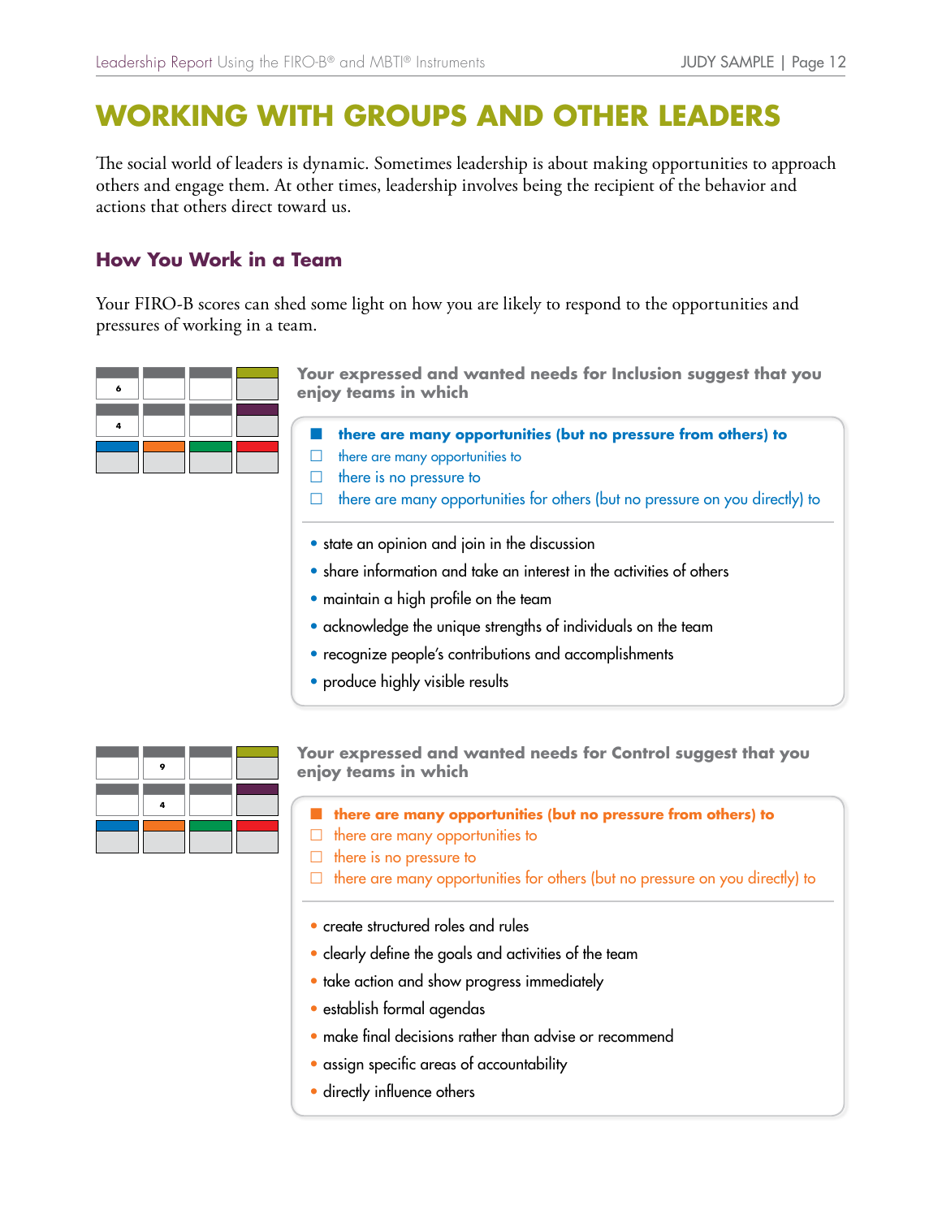# WORKING WITH GROUPS AND OTHER LEADERS

The social world of leaders is dynamic. Sometimes leadership is about making opportunities to approach others and engage them. At other times, leadership involves being the recipient of the behavior and actions that others direct toward us.

## How You Work in a Team

Your FIRO-B scores can shed some light on how you are likely to respond to the opportunities and pressures of working in a team.

| | | | |
|---|---|---|---|
| 6 | | | |
| 4 | | | |

**Your expressed and wanted needs for Inclusion suggest that you enjoy teams in which**

- ■ **there are many opportunities (but no pressure from others) to**
- ☐ there are many opportunities to
- ☐ there is no pressure to
- ☐ there are many opportunities for others (but no pressure on you directly) to

- state an opinion and join in the discussion
- share information and take an interest in the activities of others
- maintain a high profile on the team
- acknowledge the unique strengths of individuals on the team
- recognize people's contributions and accomplishments
- produce highly visible results

| | | | |
|---|---|---|---|
| | 9 | | |
| | 4 | | |

**Your expressed and wanted needs for Control suggest that you enjoy teams in which**

- ■ **there are many opportunities (but no pressure from others) to**
- ☐ there are many opportunities to
- ☐ there is no pressure to
- ☐ there are many opportunities for others (but no pressure on you directly) to

- create structured roles and rules
- clearly define the goals and activities of the team
- take action and show progress immediately
- establish formal agendas
- make final decisions rather than advise or recommend
- assign specific areas of accountability
- directly influence others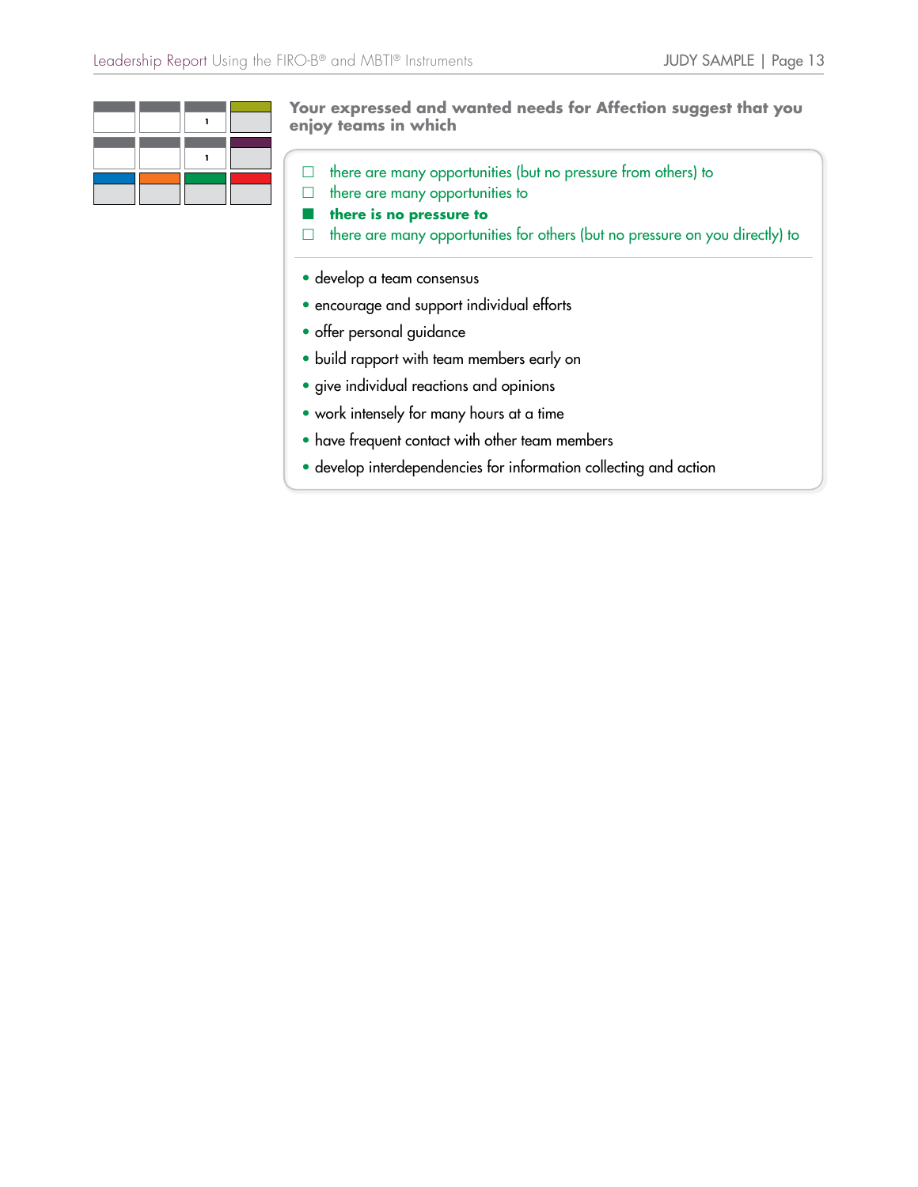| | | | |
|---|---|---|---|
| | | 1 | |
| | | 1 | |
| | | | |

**Your expressed and wanted needs for Affection suggest that you enjoy teams in which**

- ☐ there are many opportunities (but no pressure from others) to
- ☐ there are many opportunities to
- ■ **there is no pressure to**
- ☐ there are many opportunities for others (but no pressure on you directly) to

---

- develop a team consensus
- encourage and support individual efforts
- offer personal guidance
- build rapport with team members early on
- give individual reactions and opinions
- work intensely for many hours at a time
- have frequent contact with other team members
- develop interdependencies for information collecting and action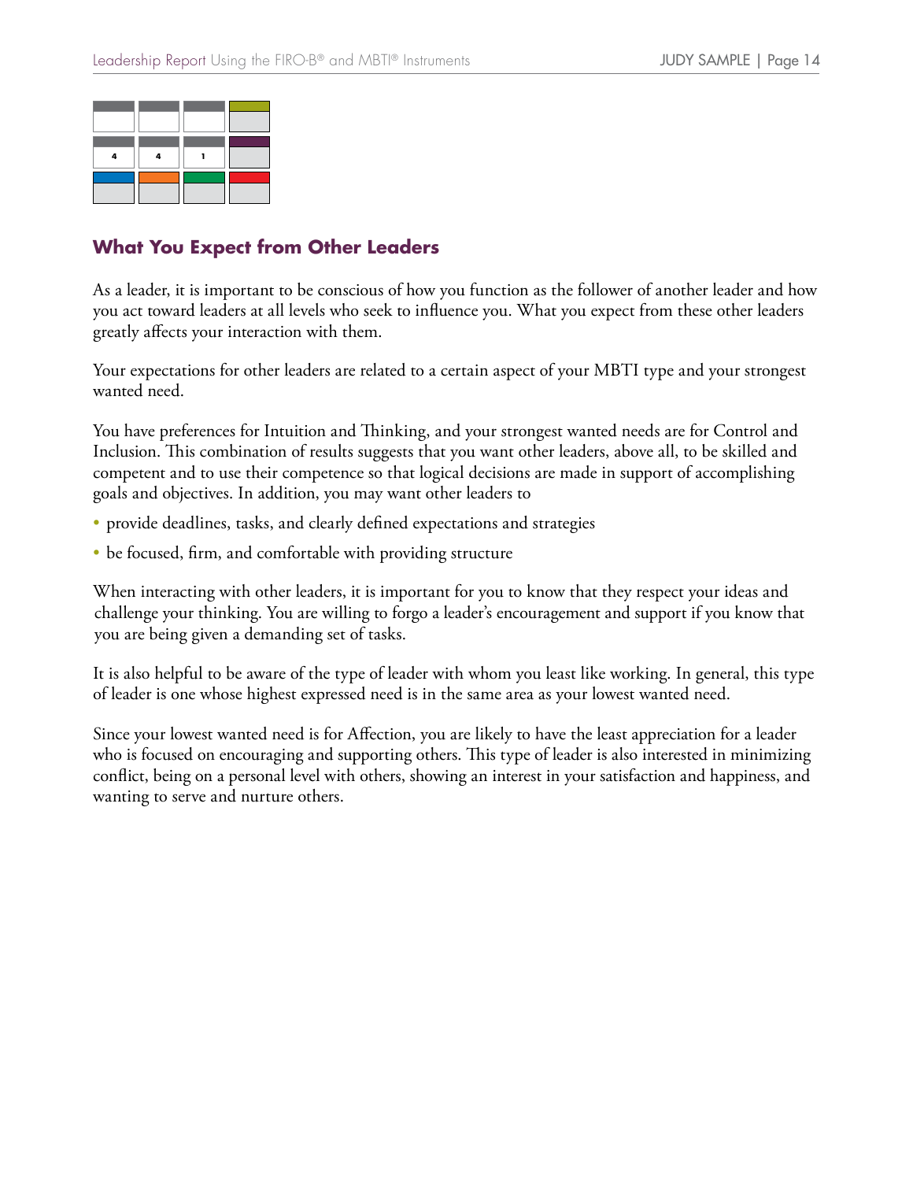| | | | |
|---|---|---|---|
| | | | |
| 4 | 4 | 1 | |
| | | | |

## What You Expect from Other Leaders

As a leader, it is important to be conscious of how you function as the follower of another leader and how you act toward leaders at all levels who seek to influence you. What you expect from these other leaders greatly affects your interaction with them.

Your expectations for other leaders are related to a certain aspect of your MBTI type and your strongest wanted need.

You have preferences for Intuition and Thinking, and your strongest wanted needs are for Control and Inclusion. This combination of results suggests that you want other leaders, above all, to be skilled and competent and to use their competence so that logical decisions are made in support of accomplishing goals and objectives. In addition, you may want other leaders to

- provide deadlines, tasks, and clearly defined expectations and strategies
- be focused, firm, and comfortable with providing structure

When interacting with other leaders, it is important for you to know that they respect your ideas and challenge your thinking. You are willing to forgo a leader's encouragement and support if you know that you are being given a demanding set of tasks.

It is also helpful to be aware of the type of leader with whom you least like working. In general, this type of leader is one whose highest expressed need is in the same area as your lowest wanted need.

Since your lowest wanted need is for Affection, you are likely to have the least appreciation for a leader who is focused on encouraging and supporting others. This type of leader is also interested in minimizing conflict, being on a personal level with others, showing an interest in your satisfaction and happiness, and wanting to serve and nurture others.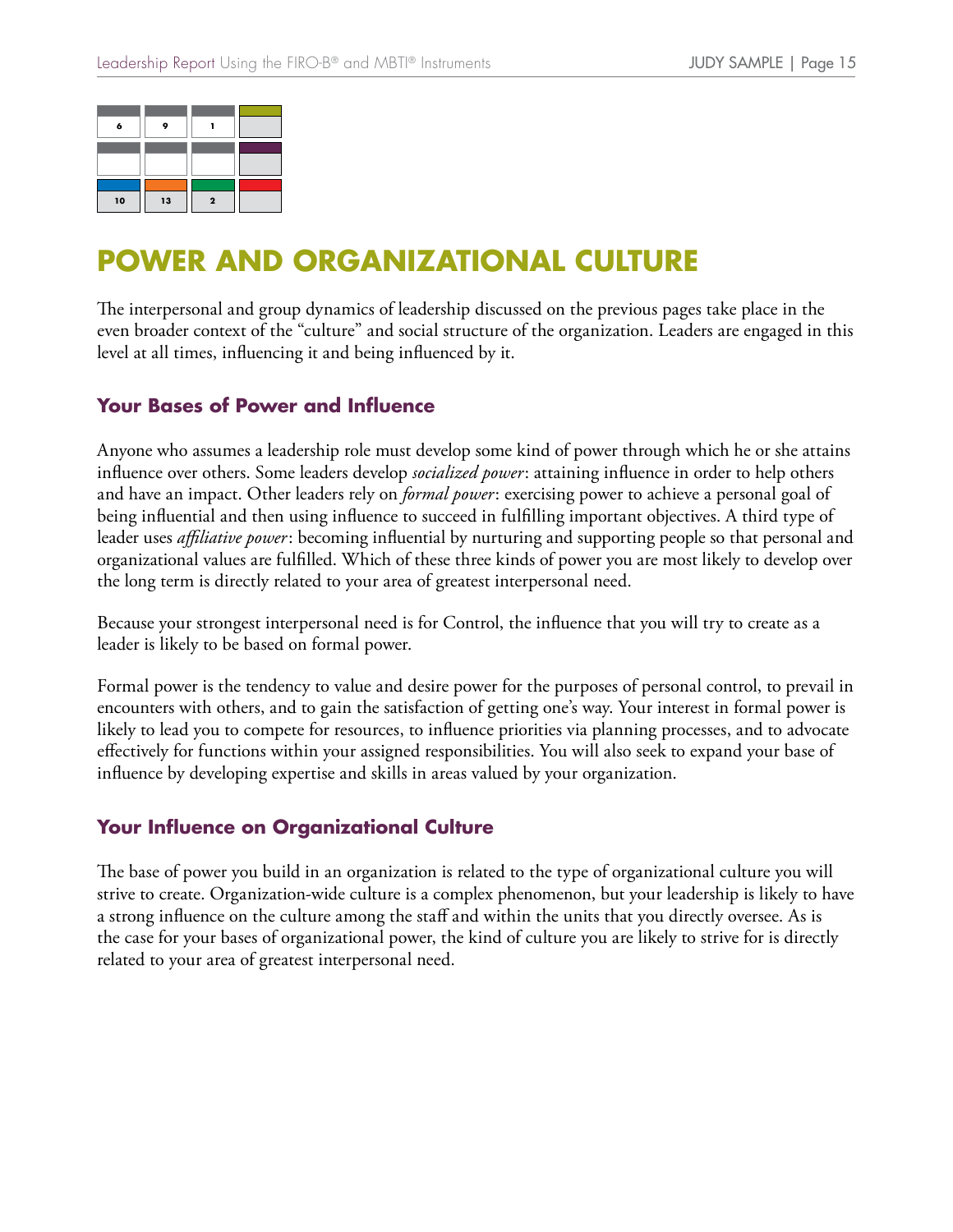| 6 | 9 | 1 | |
|---|---|---|---|
| | | | |
| 10 | 13 | 2 | |

# POWER AND ORGANIZATIONAL CULTURE

The interpersonal and group dynamics of leadership discussed on the previous pages take place in the even broader context of the "culture" and social structure of the organization. Leaders are engaged in this level at all times, influencing it and being influenced by it.

## Your Bases of Power and Influence

Anyone who assumes a leadership role must develop some kind of power through which he or she attains influence over others. Some leaders develop *socialized power*: attaining influence in order to help others and have an impact. Other leaders rely on *formal power*: exercising power to achieve a personal goal of being influential and then using influence to succeed in fulfilling important objectives. A third type of leader uses *affiliative power*: becoming influential by nurturing and supporting people so that personal and organizational values are fulfilled. Which of these three kinds of power you are most likely to develop over the long term is directly related to your area of greatest interpersonal need.

Because your strongest interpersonal need is for Control, the influence that you will try to create as a leader is likely to be based on formal power.

Formal power is the tendency to value and desire power for the purposes of personal control, to prevail in encounters with others, and to gain the satisfaction of getting one's way. Your interest in formal power is likely to lead you to compete for resources, to influence priorities via planning processes, and to advocate effectively for functions within your assigned responsibilities. You will also seek to expand your base of influence by developing expertise and skills in areas valued by your organization.

## Your Influence on Organizational Culture

The base of power you build in an organization is related to the type of organizational culture you will strive to create. Organization-wide culture is a complex phenomenon, but your leadership is likely to have a strong influence on the culture among the staff and within the units that you directly oversee. As is the case for your bases of organizational power, the kind of culture you are likely to strive for is directly related to your area of greatest interpersonal need.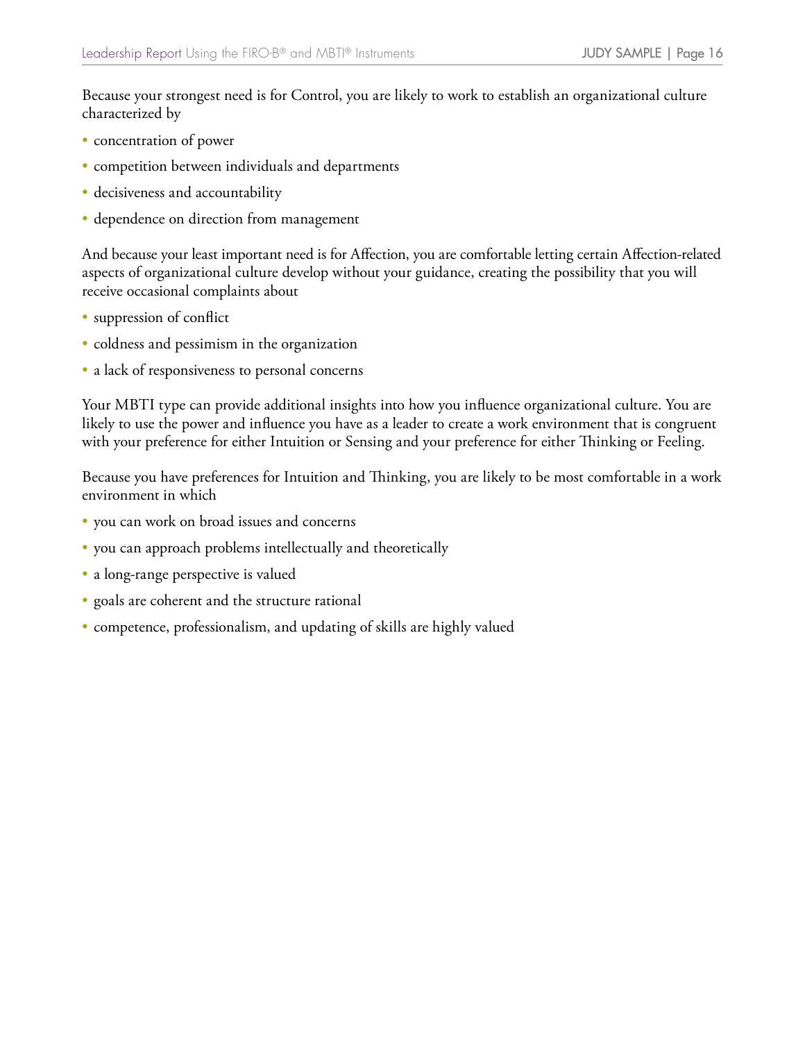Because your strongest need is for Control, you are likely to work to establish an organizational culture characterized by

- concentration of power
- competition between individuals and departments
- decisiveness and accountability
- dependence on direction from management

And because your least important need is for Affection, you are comfortable letting certain Affection-related aspects of organizational culture develop without your guidance, creating the possibility that you will receive occasional complaints about

- suppression of conflict
- coldness and pessimism in the organization
- a lack of responsiveness to personal concerns

Your MBTI type can provide additional insights into how you influence organizational culture. You are likely to use the power and influence you have as a leader to create a work environment that is congruent with your preference for either Intuition or Sensing and your preference for either Thinking or Feeling.

Because you have preferences for Intuition and Thinking, you are likely to be most comfortable in a work environment in which

- you can work on broad issues and concerns
- you can approach problems intellectually and theoretically
- a long-range perspective is valued
- goals are coherent and the structure rational
- competence, professionalism, and updating of skills are highly valued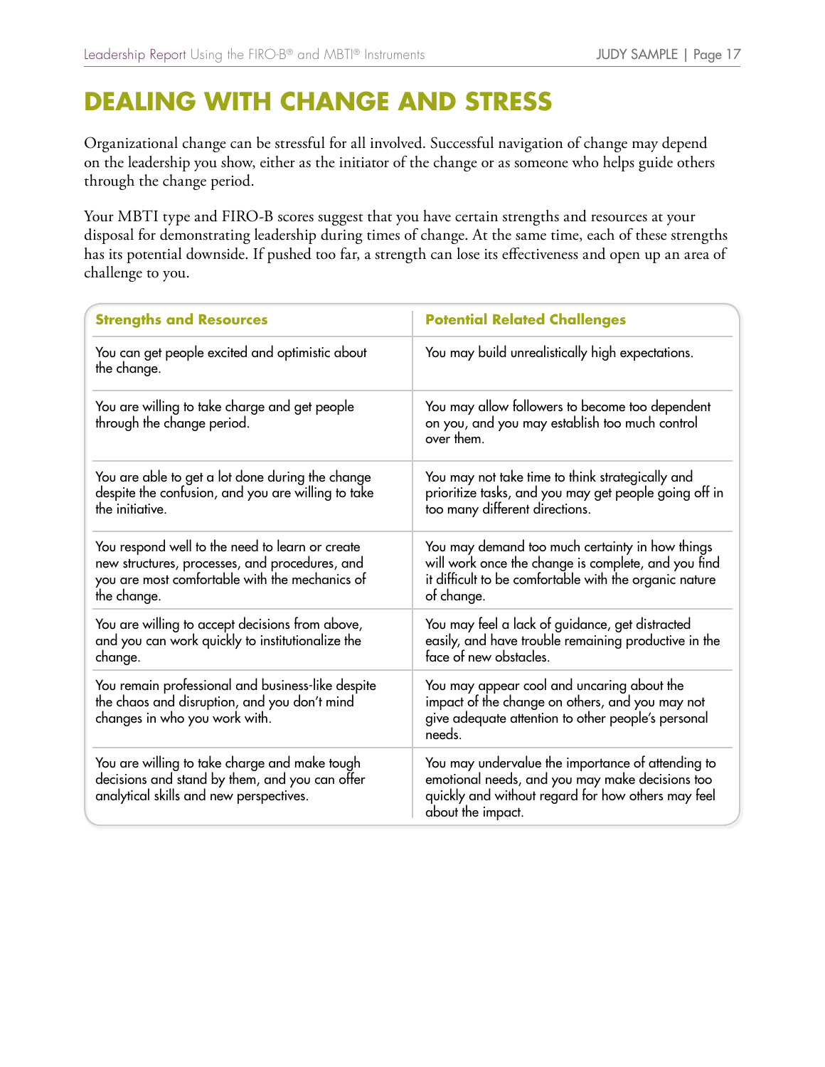# DEALING WITH CHANGE AND STRESS

Organizational change can be stressful for all involved. Successful navigation of change may depend on the leadership you show, either as the initiator of the change or as someone who helps guide others through the change period.

Your MBTI type and FIRO-B scores suggest that you have certain strengths and resources at your disposal for demonstrating leadership during times of change. At the same time, each of these strengths has its potential downside. If pushed too far, a strength can lose its effectiveness and open up an area of challenge to you.

| Strengths and Resources | Potential Related Challenges |
|---|---|
| You can get people excited and optimistic about the change. | You may build unrealistically high expectations. |
| You are willing to take charge and get people through the change period. | You may allow followers to become too dependent on you, and you may establish too much control over them. |
| You are able to get a lot done during the change despite the confusion, and you are willing to take the initiative. | You may not take time to think strategically and prioritize tasks, and you may get people going off in too many different directions. |
| You respond well to the need to learn or create new structures, processes, and procedures, and you are most comfortable with the mechanics of the change. | You may demand too much certainty in how things will work once the change is complete, and you find it difficult to be comfortable with the organic nature of change. |
| You are willing to accept decisions from above, and you can work quickly to institutionalize the change. | You may feel a lack of guidance, get distracted easily, and have trouble remaining productive in the face of new obstacles. |
| You remain professional and business-like despite the chaos and disruption, and you don't mind changes in who you work with. | You may appear cool and uncaring about the impact of the change on others, and you may not give adequate attention to other people's personal needs. |
| You are willing to take charge and make tough decisions and stand by them, and you can offer analytical skills and new perspectives. | You may undervalue the importance of attending to emotional needs, and you may make decisions too quickly and without regard for how others may feel about the impact. |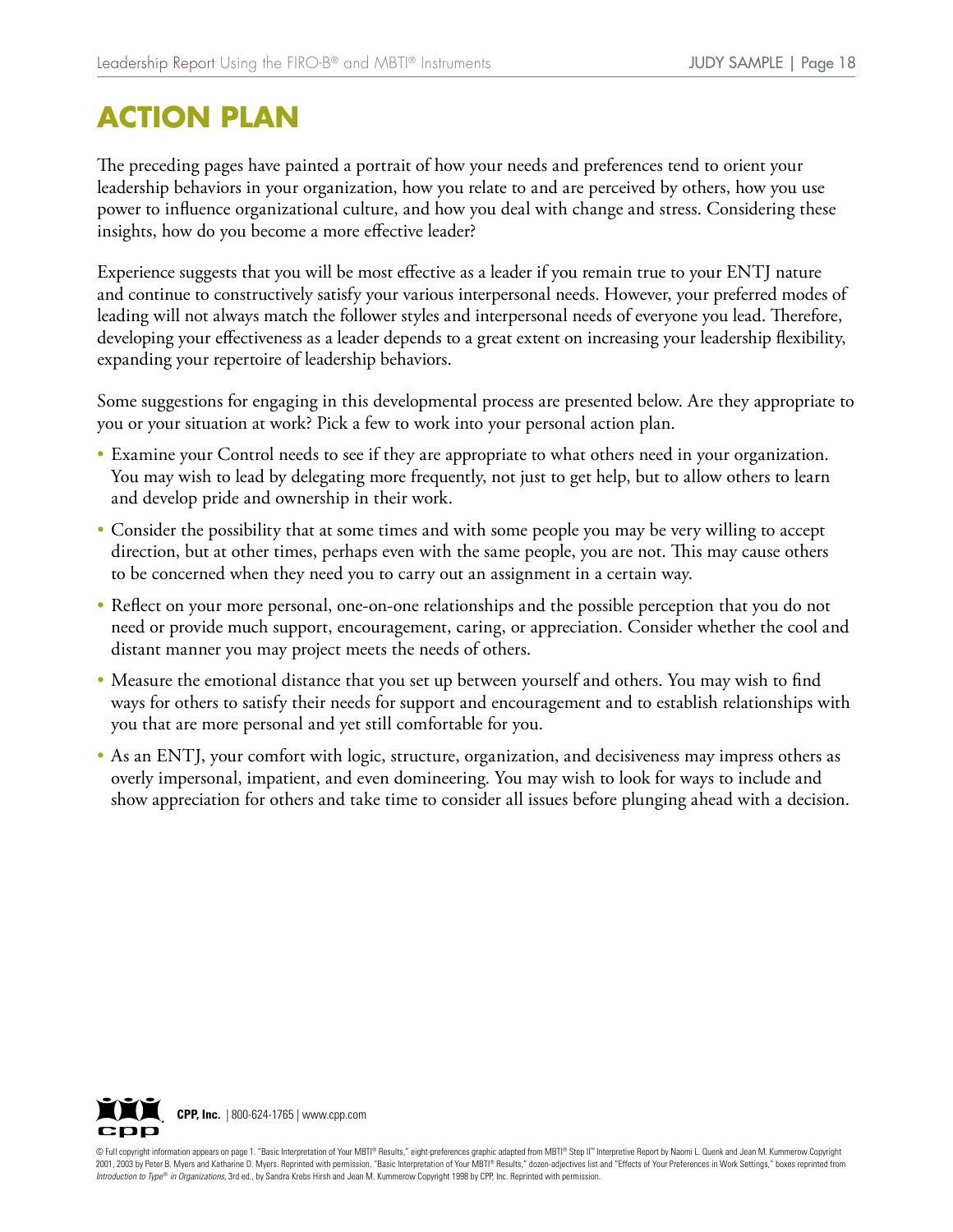# ACTION PLAN

The preceding pages have painted a portrait of how your needs and preferences tend to orient your leadership behaviors in your organization, how you relate to and are perceived by others, how you use power to influence organizational culture, and how you deal with change and stress. Considering these insights, how do you become a more effective leader?

Experience suggests that you will be most effective as a leader if you remain true to your ENTJ nature and continue to constructively satisfy your various interpersonal needs. However, your preferred modes of leading will not always match the follower styles and interpersonal needs of everyone you lead. Therefore, developing your effectiveness as a leader depends to a great extent on increasing your leadership flexibility, expanding your repertoire of leadership behaviors.

Some suggestions for engaging in this developmental process are presented below. Are they appropriate to you or your situation at work? Pick a few to work into your personal action plan.

- Examine your Control needs to see if they are appropriate to what others need in your organization. You may wish to lead by delegating more frequently, not just to get help, but to allow others to learn and develop pride and ownership in their work.
- Consider the possibility that at some times and with some people you may be very willing to accept direction, but at other times, perhaps even with the same people, you are not. This may cause others to be concerned when they need you to carry out an assignment in a certain way.
- Reflect on your more personal, one-on-one relationships and the possible perception that you do not need or provide much support, encouragement, caring, or appreciation. Consider whether the cool and distant manner you may project meets the needs of others.
- Measure the emotional distance that you set up between yourself and others. You may wish to find ways for others to satisfy their needs for support and encouragement and to establish relationships with you that are more personal and yet still comfortable for you.
- As an ENTJ, your comfort with logic, structure, organization, and decisiveness may impress others as overly impersonal, impatient, and even domineering. You may wish to look for ways to include and show appreciation for others and take time to consider all issues before plunging ahead with a decision.

**CPP, Inc.** | 800-624-1765 | www.cpp.com

© Full copyright information appears on page 1. "Basic Interpretation of Your MBTI® Results," eight-preferences graphic adapted from MBTI® Step II™ Interpretive Report by Naomi L. Quenk and Jean M. Kummerow Copyright 2001, 2003 by Peter B. Myers and Katharine D. Myers. Reprinted with permission. "Basic Interpretation of Your MBTI® Results," dozen-adjectives list and "Effects of Your Preferences in Work Settings," boxes reprinted from *Introduction to Type® in Organizations,* 3rd ed., by Sandra Krebs Hirsh and Jean M. Kummerow Copyright 1998 by CPP, Inc. Reprinted with permission.